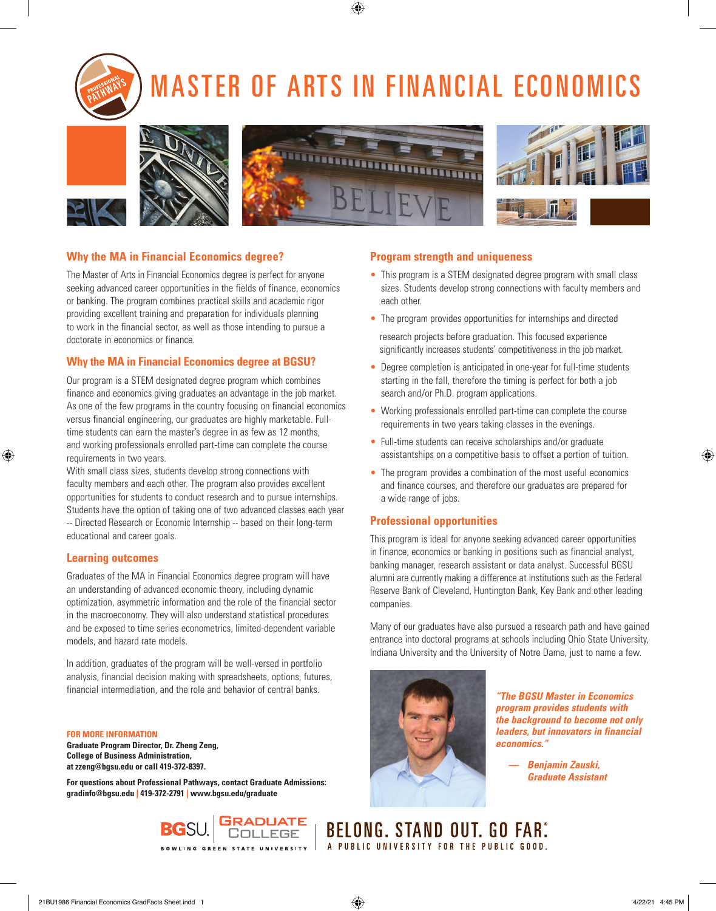# MASTER OF ARTS IN FINANCIAL ECONOMICS

## Why the MA in Financial Economics degree?

The Master of Arts in Financial Economics degree is perfect for anyone seeking advanced career opportunities in the fields of finance, economics or banking. The program combines practical skills and academic rigor providing excellent training and preparation for individuals planning to work in the financial sector, as well as those intending to pursue a doctorate in economics or finance.

## Why the MA in Financial Economics degree at BGSU?

Our program is a STEM designated degree program which combines finance and economics giving graduates an advantage in the job market. As one of the few programs in the country focusing on financial economics versus financial engineering, our graduates are highly marketable. Full-time students can earn the master's degree in as few as 12 months, and working professionals enrolled part-time can complete the course requirements in two years.

With small class sizes, students develop strong connections with faculty members and each other. The program also provides excellent opportunities for students to conduct research and to pursue internships. Students have the option of taking one of two advanced classes each year -- Directed Research or Economic Internship -- based on their long-term educational and career goals.

## Learning outcomes

Graduates of the MA in Financial Economics degree program will have an understanding of advanced economic theory, including dynamic optimization, asymmetric information and the role of the financial sector in the macroeconomy. They will also understand statistical procedures and be exposed to time series econometrics, limited-dependent variable models, and hazard rate models.

In addition, graduates of the program will be well-versed in portfolio analysis, financial decision making with spreadsheets, options, futures, financial intermediation, and the role and behavior of central banks.

## Program strength and uniqueness

- This program is a STEM designated degree program with small class sizes. Students develop strong connections with faculty members and each other.
- The program provides opportunities for internships and directed research projects before graduation. This focused experience significantly increases students' competitiveness in the job market.
- Degree completion is anticipated in one-year for full-time students starting in the fall, therefore the timing is perfect for both a job search and/or Ph.D. program applications.
- Working professionals enrolled part-time can complete the course requirements in two years taking classes in the evenings.
- Full-time students can receive scholarships and/or graduate assistantships on a competitive basis to offset a portion of tuition.
- The program provides a combination of the most useful economics and finance courses, and therefore our graduates are prepared for a wide range of jobs.

## Professional opportunities

This program is ideal for anyone seeking advanced career opportunities in finance, economics or banking in positions such as financial analyst, banking manager, research assistant or data analyst. Successful BGSU alumni are currently making a difference at institutions such as the Federal Reserve Bank of Cleveland, Huntington Bank, Key Bank and other leading companies.

Many of our graduates have also pursued a research path and have gained entrance into doctoral programs at schools including Ohio State University, Indiana University and the University of Notre Dame, just to name a few.

*"The BGSU Master in Economics program provides students with the background to become not only leaders, but innovators in financial economics."*

*— Benjamin Zauski, Graduate Assistant*

**FOR MORE INFORMATION**
**Graduate Program Director, Dr. Zheng Zeng,**
**College of Business Administration,**
**at zzeng@bgsu.edu or call 419-372-8397.**

**For questions about Professional Pathways, contact Graduate Admissions:**
**gradinfo@bgsu.edu | 419-372-2791 | www.bgsu.edu/graduate**

BGSU. GRADUATE COLLEGE — BOWLING GREEN STATE UNIVERSITY

BELONG. STAND OUT. GO FAR.® A PUBLIC UNIVERSITY FOR THE PUBLIC GOOD.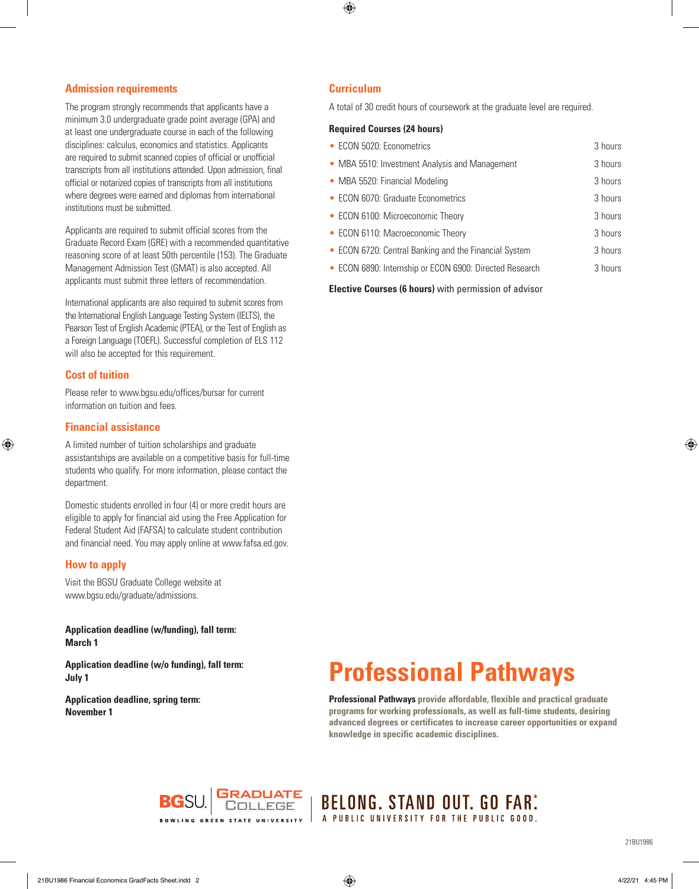## Admission requirements

The program strongly recommends that applicants have a minimum 3.0 undergraduate grade point average (GPA) and at least one undergraduate course in each of the following disciplines: calculus, economics and statistics. Applicants are required to submit scanned copies of official or unofficial transcripts from all institutions attended. Upon admission, final official or notarized copies of transcripts from all institutions where degrees were earned and diplomas from international institutions must be submitted.

Applicants are required to submit official scores from the Graduate Record Exam (GRE) with a recommended quantitative reasoning score of at least 50th percentile (153). The Graduate Management Admission Test (GMAT) is also accepted. All applicants must submit three letters of recommendation.

International applicants are also required to submit scores from the International English Language Testing System (IELTS), the Pearson Test of English Academic (PTEA), or the Test of English as a Foreign Language (TOEFL). Successful completion of ELS 112 will also be accepted for this requirement.

## Cost of tuition

Please refer to www.bgsu.edu/offices/bursar for current information on tuition and fees.

## Financial assistance

A limited number of tuition scholarships and graduate assistantships are available on a competitive basis for full-time students who qualify. For more information, please contact the department.

Domestic students enrolled in four (4) or more credit hours are eligible to apply for financial aid using the Free Application for Federal Student Aid (FAFSA) to calculate student contribution and financial need. You may apply online at www.fafsa.ed.gov.

## How to apply

Visit the BGSU Graduate College website at www.bgsu.edu/graduate/admissions.

**Application deadline (w/funding), fall term: March 1**

**Application deadline (w/o funding), fall term: July 1**

**Application deadline, spring term: November 1**

## Curriculum

A total of 30 credit hours of coursework at the graduate level are required.

**Required Courses (24 hours)**

| | |
|---|---|
| • ECON 5020: Econometrics | 3 hours |
| • MBA 5510: Investment Analysis and Management | 3 hours |
| • MBA 5520: Financial Modeling | 3 hours |
| • ECON 6070: Graduate Econometrics | 3 hours |
| • ECON 6100: Microeconomic Theory | 3 hours |
| • ECON 6110: Macroeconomic Theory | 3 hours |
| • ECON 6720: Central Banking and the Financial System | 3 hours |
| • ECON 6890: Internship or ECON 6900: Directed Research | 3 hours |

**Elective Courses (6 hours)** with permission of advisor

# Professional Pathways

**Professional Pathways provide affordable, flexible and practical graduate programs for working professionals, as well as full-time students, desiring advanced degrees or certificates to increase career opportunities or expand knowledge in specific academic disciplines.**

BGSU. GRADUATE COLLEGE
BOWLING GREEN STATE UNIVERSITY

BELONG. STAND OUT. GO FAR.®
A PUBLIC UNIVERSITY FOR THE PUBLIC GOOD.

21BU1986